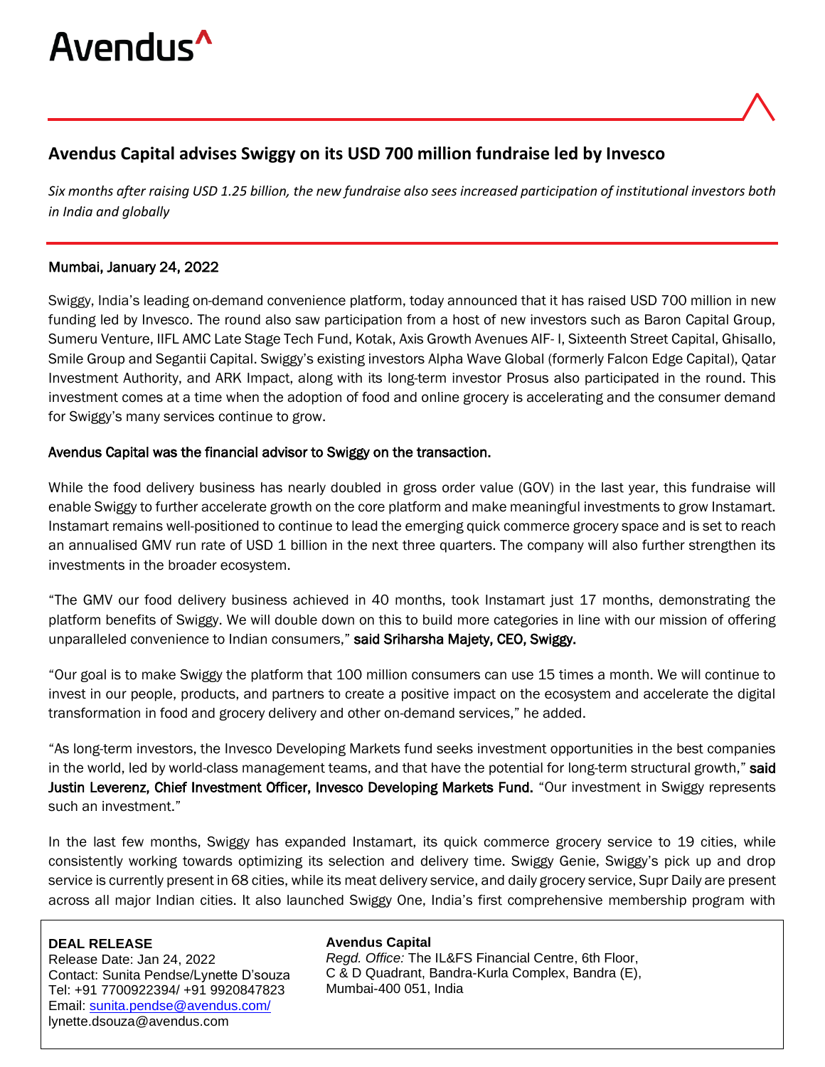Avendus^

## Avendus Capital advises Swiggy on its USD 700 million fundraise led by Invesco

*Six months after raising USD 1.25 billion, the new fundraise also sees increased participation of institutional investors both in India and globally*

Mumbai, January 24, 2022

Swiggy, India's leading on-demand convenience platform, today announced that it has raised USD 700 million in new funding led by Invesco. The round also saw participation from a host of new investors such as Baron Capital Group, Sumeru Venture, IIFL AMC Late Stage Tech Fund, Kotak, Axis Growth Avenues AIF- I, Sixteenth Street Capital, Ghisallo, Smile Group and Segantii Capital. Swiggy's existing investors Alpha Wave Global (formerly Falcon Edge Capital), Qatar Investment Authority, and ARK Impact, along with its long-term investor Prosus also participated in the round. This investment comes at a time when the adoption of food and online grocery is accelerating and the consumer demand for Swiggy's many services continue to grow.

Avendus Capital was the financial advisor to Swiggy on the transaction.

While the food delivery business has nearly doubled in gross order value (GOV) in the last year, this fundraise will enable Swiggy to further accelerate growth on the core platform and make meaningful investments to grow Instamart. Instamart remains well-positioned to continue to lead the emerging quick commerce grocery space and is set to reach an annualised GMV run rate of USD 1 billion in the next three quarters. The company will also further strengthen its investments in the broader ecosystem.

"The GMV our food delivery business achieved in 40 months, took Instamart just 17 months, demonstrating the platform benefits of Swiggy. We will double down on this to build more categories in line with our mission of offering unparalleled convenience to Indian consumers," said Sriharsha Majety, CEO, Swiggy.

"Our goal is to make Swiggy the platform that 100 million consumers can use 15 times a month. We will continue to invest in our people, products, and partners to create a positive impact on the ecosystem and accelerate the digital transformation in food and grocery delivery and other on-demand services," he added.

"As long-term investors, the Invesco Developing Markets fund seeks investment opportunities in the best companies in the world, led by world-class management teams, and that have the potential for long-term structural growth," said Justin Leverenz, Chief Investment Officer, Invesco Developing Markets Fund. "Our investment in Swiggy represents such an investment."

In the last few months, Swiggy has expanded Instamart, its quick commerce grocery service to 19 cities, while consistently working towards optimizing its selection and delivery time. Swiggy Genie, Swiggy's pick up and drop service is currently present in 68 cities, while its meat delivery service, and daily grocery service, Supr Daily are present across all major Indian cities. It also launched Swiggy One, India's first comprehensive membership program with

**DEAL RELEASE**
Release Date: Jan 24, 2022
Contact: Sunita Pendse/Lynette D'souza
Tel: +91 7700922394/ +91 9920847823
Email: sunita.pendse@avendus.com/
lynette.dsouza@avendus.com

**Avendus Capital**
*Regd. Office:* The IL&FS Financial Centre, 6th Floor,
C & D Quadrant, Bandra-Kurla Complex, Bandra (E),
Mumbai-400 051, India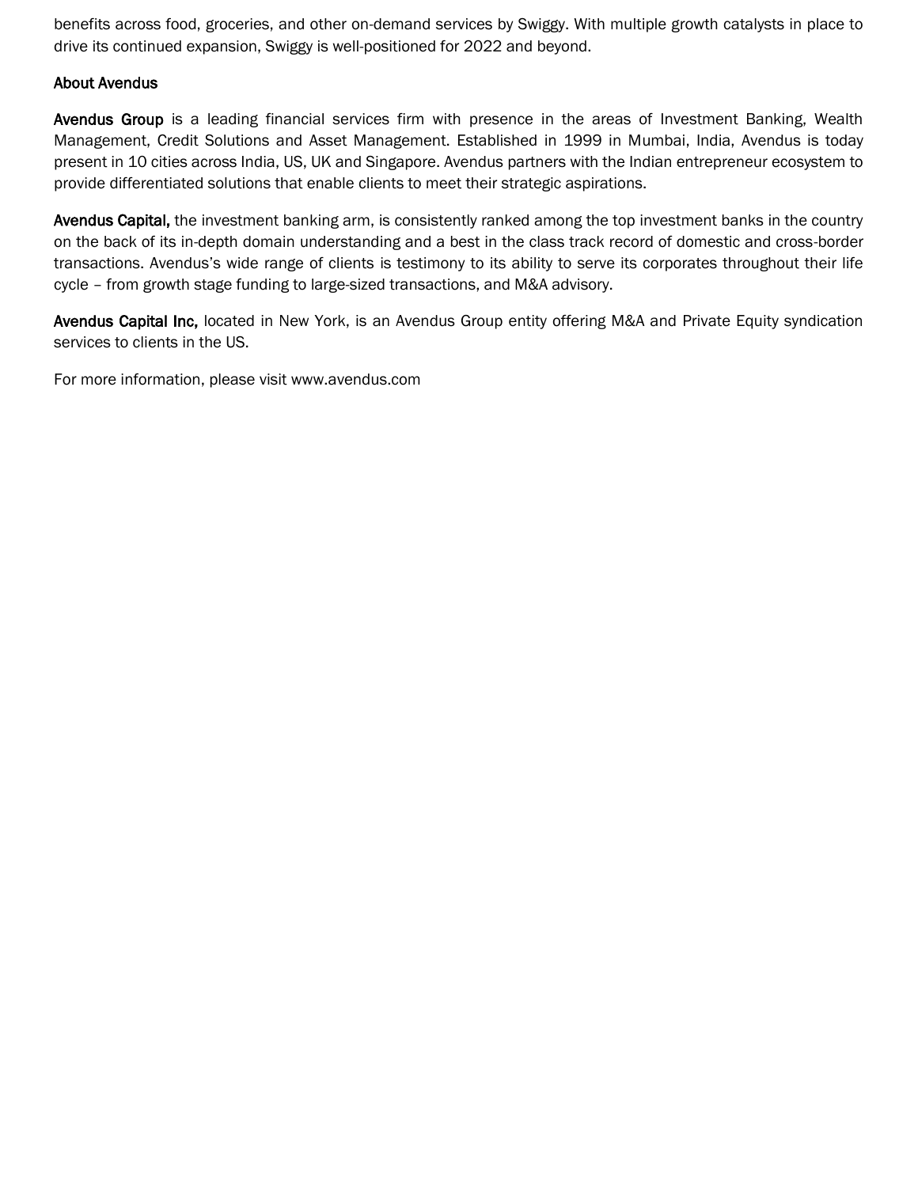benefits across food, groceries, and other on-demand services by Swiggy. With multiple growth catalysts in place to drive its continued expansion, Swiggy is well-positioned for 2022 and beyond.

**About Avendus**

**Avendus Group** is a leading financial services firm with presence in the areas of Investment Banking, Wealth Management, Credit Solutions and Asset Management. Established in 1999 in Mumbai, India, Avendus is today present in 10 cities across India, US, UK and Singapore. Avendus partners with the Indian entrepreneur ecosystem to provide differentiated solutions that enable clients to meet their strategic aspirations.

**Avendus Capital,** the investment banking arm, is consistently ranked among the top investment banks in the country on the back of its in-depth domain understanding and a best in the class track record of domestic and cross-border transactions. Avendus's wide range of clients is testimony to its ability to serve its corporates throughout their life cycle – from growth stage funding to large-sized transactions, and M&A advisory.

**Avendus Capital Inc,** located in New York, is an Avendus Group entity offering M&A and Private Equity syndication services to clients in the US.

For more information, please visit www.avendus.com